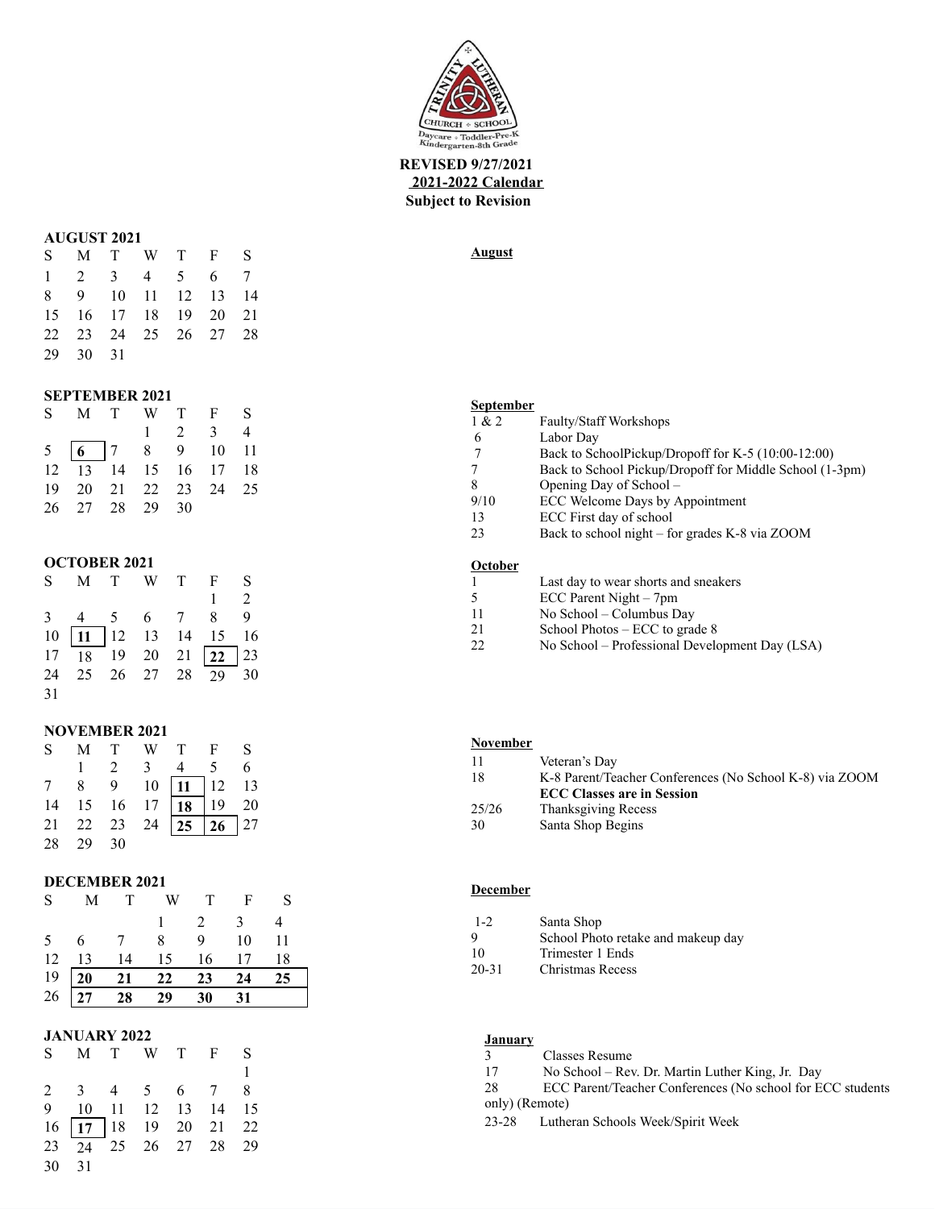**REVISED 9/27/2021**
**2021-2022 Calendar**
**Subject to Revision**

### AUGUST 2021

| S | M | T | W | T | F | S |
|---|---|---|---|---|---|---|
| 1 | 2 | 3 | 4 | 5 | 6 | 7 |
| 8 | 9 | 10 | 11 | 12 | 13 | 14 |
| 15 | 16 | 17 | 18 | 19 | 20 | 21 |
| 22 | 23 | 24 | 25 | 26 | 27 | 28 |
| 29 | 30 | 31 | | | | |

**August**

### SEPTEMBER 2021

| S | M | T | W | T | F | S |
|---|---|---|---|---|---|---|
| | | | 1 | 2 | 3 | 4 |
| 5 | **6** | 7 | 8 | 9 | 10 | 11 |
| 12 | 13 | 14 | 15 | 16 | 17 | 18 |
| 19 | 20 | 21 | 22 | 23 | 24 | 25 |
| 26 | 27 | 28 | 29 | 30 | | |

**September**

| | |
|---|---|
| 1 & 2 | Faulty/Staff Workshops |
| 6 | Labor Day |
| 7 | Back to SchoolPickup/Dropoff for K-5 (10:00-12:00) |
| 7 | Back to School Pickup/Dropoff for Middle School (1-3pm) |
| 8 | Opening Day of School – |
| 9/10 | ECC Welcome Days by Appointment |
| 13 | ECC First day of school |
| 23 | Back to school night – for grades K-8 via ZOOM |

### OCTOBER 2021

| S | M | T | W | T | F | S |
|---|---|---|---|---|---|---|
| | | | | | 1 | 2 |
| 3 | 4 | 5 | 6 | 7 | 8 | 9 |
| 10 | **11** | 12 | 13 | 14 | 15 | 16 |
| 17 | 18 | 19 | 20 | 21 | **22** | 23 |
| 24 | 25 | 26 | 27 | 28 | 29 | 30 |
| 31 | | | | | | |

**October**

| | |
|---|---|
| 1 | Last day to wear shorts and sneakers |
| 5 | ECC Parent Night – 7pm |
| 11 | No School – Columbus Day |
| 21 | School Photos – ECC to grade 8 |
| 22 | No School – Professional Development Day (LSA) |

### NOVEMBER 2021

| S | M | T | W | T | F | S |
|---|---|---|---|---|---|---|
| | 1 | 2 | 3 | 4 | 5 | 6 |
| 7 | 8 | 9 | 10 | **11** | 12 | 13 |
| 14 | 15 | 16 | 17 | **18** | 19 | 20 |
| 21 | 22 | 23 | 24 | **25** | **26** | 27 |
| 28 | 29 | 30 | | | | |

**November**

| | |
|---|---|
| 11 | Veteran's Day |
| 18 | K-8 Parent/Teacher Conferences (No School K-8) via ZOOM<br>**ECC Classes are in Session** |
| 25/26 | Thanksgiving Recess |
| 30 | Santa Shop Begins |

### DECEMBER 2021

| S | M | T | W | T | F | S |
|---|---|---|---|---|---|---|
| | | | 1 | 2 | 3 | 4 |
| 5 | 6 | 7 | 8 | 9 | 10 | 11 |
| 12 | 13 | 14 | 15 | 16 | 17 | 18 |
| 19 | **20** | **21** | **22** | **23** | **24** | **25** |
| 26 | **27** | **28** | **29** | **30** | **31** | |

**December**

| | |
|---|---|
| 1-2 | Santa Shop |
| 9 | School Photo retake and makeup day |
| 10 | Trimester 1 Ends |
| 20-31 | Christmas Recess |

### JANUARY 2022

| S | M | T | W | T | F | S |
|---|---|---|---|---|---|---|
| | | | | | | 1 |
| 2 | 3 | 4 | 5 | 6 | 7 | 8 |
| 9 | 10 | 11 | 12 | 13 | 14 | 15 |
| 16 | **17** | 18 | 19 | 20 | 21 | 22 |
| 23 | 24 | 25 | 26 | 27 | 28 | 29 |
| 30 | 31 | | | | | |

**January**

| | |
|---|---|
| 3 | Classes Resume |
| 17 | No School – Rev. Dr. Martin Luther King, Jr. Day |
| 28 | ECC Parent/Teacher Conferences (No school for ECC students only) (Remote) |
| 23-28 | Lutheran Schools Week/Spirit Week |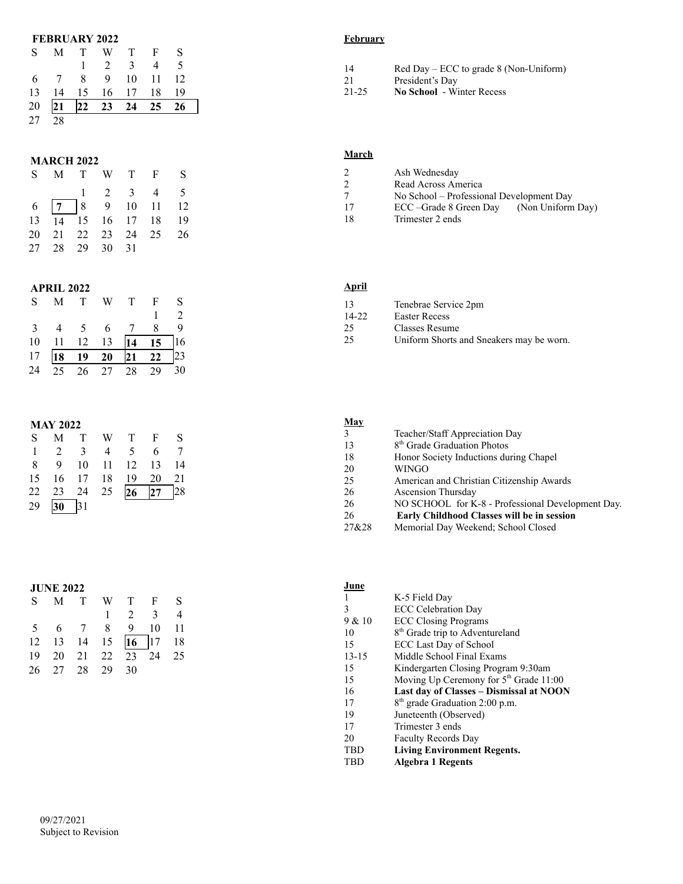## FEBRUARY 2022

| S | M | T | W | T | F | S |
|---|---|---|---|---|---|---|
| | | 1 | 2 | 3 | 4 | 5 |
| 6 | 7 | 8 | 9 | 10 | 11 | 12 |
| 13 | 14 | 15 | 16 | 17 | 18 | 19 |
| 20 | **21** | **22** | **23** | **24** | **25** | **26** |
| 27 | 28 | | | | | |

### February

| | |
|---|---|
| 14 | Red Day – ECC to grade 8 (Non-Uniform) |
| 21 | President's Day |
| 21-25 | **No School** - Winter Recess |

## MARCH 2022

| S | M | T | W | T | F | S |
|---|---|---|---|---|---|---|
| | | 1 | 2 | 3 | 4 | 5 |
| 6 | **7** | 8 | 9 | 10 | 11 | 12 |
| 13 | 14 | 15 | 16 | 17 | 18 | 19 |
| 20 | 21 | 22 | 23 | 24 | 25 | 26 |
| 27 | 28 | 29 | 30 | 31 | | |

### March

| | |
|---|---|
| 2 | Ash Wednesday |
| 2 | Read Across America |
| 7 | No School – Professional Development Day |
| 17 | ECC –Grade 8 Green Day (Non Uniform Day) |
| 18 | Trimester 2 ends |

## APRIL 2022

| S | M | T | W | T | F | S |
|---|---|---|---|---|---|---|
| | | | | | 1 | 2 |
| 3 | 4 | 5 | 6 | 7 | 8 | 9 |
| 10 | 11 | 12 | 13 | **14** | **15** | 16 |
| 17 | **18** | **19** | **20** | **21** | **22** | 23 |
| 24 | 25 | 26 | 27 | 28 | 29 | 30 |

### April

| | |
|---|---|
| 13 | Tenebrae Service 2pm |
| 14-22 | Easter Recess |
| 25 | Classes Resume |
| 25 | Uniform Shorts and Sneakers may be worn. |

## MAY 2022

| S | M | T | W | T | F | S |
|---|---|---|---|---|---|---|
| 1 | 2 | 3 | 4 | 5 | 6 | 7 |
| 8 | 9 | 10 | 11 | 12 | 13 | 14 |
| 15 | 16 | 17 | 18 | 19 | 20 | 21 |
| 22 | 23 | 24 | 25 | **26** | **27** | 28 |
| 29 | **30** | 31 | | | | |

### May

| | |
|---|---|
| 3 | Teacher/Staff Appreciation Day |
| 13 | 8th Grade Graduation Photos |
| 18 | Honor Society Inductions during Chapel |
| 20 | WINGO |
| 25 | American and Christian Citizenship Awards |
| 26 | Ascension Thursday |
| 26 | NO SCHOOL for K-8 - Professional Development Day. |
| 26 | **Early Childhood Classes will be in session** |
| 27&28 | Memorial Day Weekend; School Closed |

## JUNE 2022

| S | M | T | W | T | F | S |
|---|---|---|---|---|---|---|
| | | | 1 | 2 | 3 | 4 |
| 5 | 6 | 7 | 8 | 9 | 10 | 11 |
| 12 | 13 | 14 | 15 | **16** | 17 | 18 |
| 19 | 20 | 21 | 22 | 23 | 24 | 25 |
| 26 | 27 | 28 | 29 | 30 | | |

### June

| | |
|---|---|
| 1 | K-5 Field Day |
| 3 | ECC Celebration Day |
| 9 & 10 | ECC Closing Programs |
| 10 | 8th Grade trip to Adventureland |
| 15 | ECC Last Day of School |
| 13-15 | Middle School Final Exams |
| 15 | Kindergarten Closing Program 9:30am |
| 15 | Moving Up Ceremony for 5th Grade 11:00 |
| 16 | **Last day of Classes – Dismissal at NOON** |
| 17 | 8th grade Graduation 2:00 p.m. |
| 19 | Juneteenth (Observed) |
| 17 | Trimester 3 ends |
| 20 | Faculty Records Day |
| TBD | **Living Environment Regents.** |
| TBD | **Algebra 1 Regents** |

09/27/2021
Subject to Revision